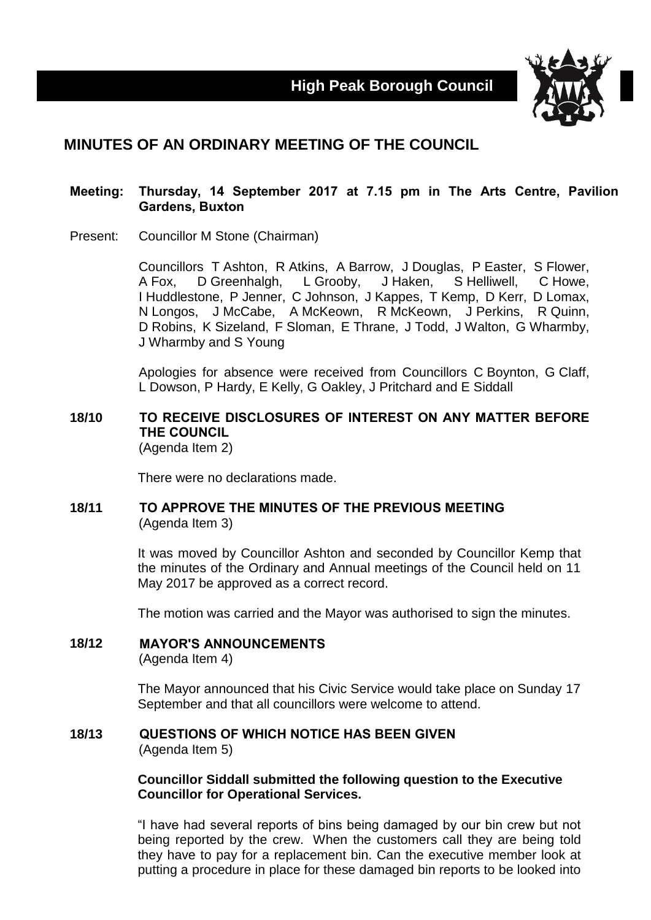**High Peak Borough Council**

# MINUTES OF AN ORDINARY MEETING OF THE COUNCIL

**Meeting: Thursday, 14 September 2017 at 7.15 pm in The Arts Centre, Pavilion Gardens, Buxton**

Present: Councillor M Stone (Chairman)

Councillors T Ashton, R Atkins, A Barrow, J Douglas, P Easter, S Flower, A Fox, D Greenhalgh, L Grooby, J Haken, S Helliwell, C Howe, I Huddlestone, P Jenner, C Johnson, J Kappes, T Kemp, D Kerr, D Lomax, N Longos, J McCabe, A McKeown, R McKeown, J Perkins, R Quinn, D Robins, K Sizeland, F Sloman, E Thrane, J Todd, J Walton, G Wharmby, J Wharmby and S Young

Apologies for absence were received from Councillors C Boynton, G Claff, L Dowson, P Hardy, E Kelly, G Oakley, J Pritchard and E Siddall

## 18/10 TO RECEIVE DISCLOSURES OF INTEREST ON ANY MATTER BEFORE THE COUNCIL

(Agenda Item 2)

There were no declarations made.

## 18/11 TO APPROVE THE MINUTES OF THE PREVIOUS MEETING

(Agenda Item 3)

It was moved by Councillor Ashton and seconded by Councillor Kemp that the minutes of the Ordinary and Annual meetings of the Council held on 11 May 2017 be approved as a correct record.

The motion was carried and the Mayor was authorised to sign the minutes.

## 18/12 MAYOR'S ANNOUNCEMENTS

(Agenda Item 4)

The Mayor announced that his Civic Service would take place on Sunday 17 September and that all councillors were welcome to attend.

## 18/13 QUESTIONS OF WHICH NOTICE HAS BEEN GIVEN

(Agenda Item 5)

**Councillor Siddall submitted the following question to the Executive Councillor for Operational Services.**

"I have had several reports of bins being damaged by our bin crew but not being reported by the crew. When the customers call they are being told they have to pay for a replacement bin. Can the executive member look at putting a procedure in place for these damaged bin reports to be looked into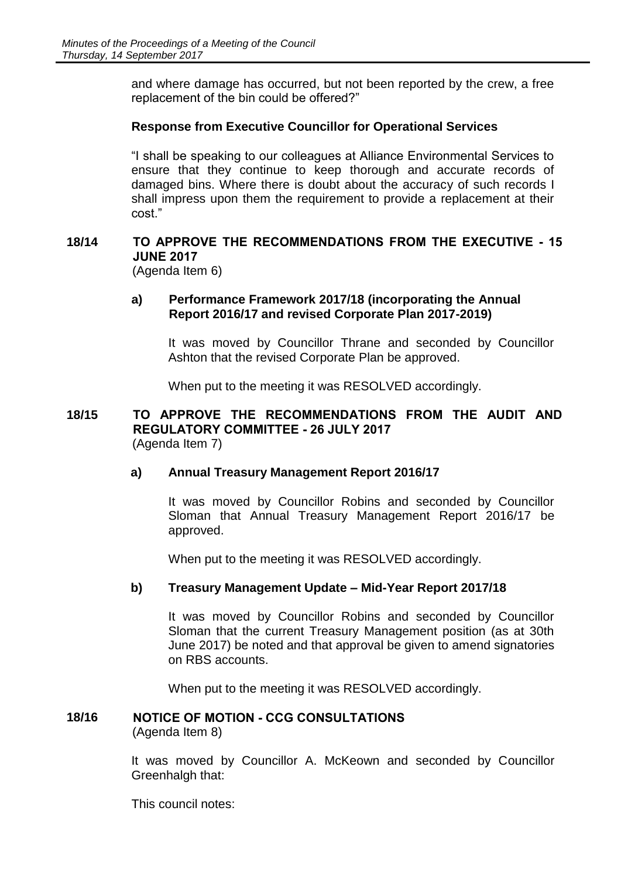and where damage has occurred, but not been reported by the crew, a free replacement of the bin could be offered?"

**Response from Executive Councillor for Operational Services**

"I shall be speaking to our colleagues at Alliance Environmental Services to ensure that they continue to keep thorough and accurate records of damaged bins. Where there is doubt about the accuracy of such records I shall impress upon them the requirement to provide a replacement at their cost."

## 18/14 TO APPROVE THE RECOMMENDATIONS FROM THE EXECUTIVE - 15 JUNE 2017

(Agenda Item 6)

### a) Performance Framework 2017/18 (incorporating the Annual Report 2016/17 and revised Corporate Plan 2017-2019)

It was moved by Councillor Thrane and seconded by Councillor Ashton that the revised Corporate Plan be approved.

When put to the meeting it was RESOLVED accordingly.

## 18/15 TO APPROVE THE RECOMMENDATIONS FROM THE AUDIT AND REGULATORY COMMITTEE - 26 JULY 2017

(Agenda Item 7)

### a) Annual Treasury Management Report 2016/17

It was moved by Councillor Robins and seconded by Councillor Sloman that Annual Treasury Management Report 2016/17 be approved.

When put to the meeting it was RESOLVED accordingly.

### b) Treasury Management Update – Mid-Year Report 2017/18

It was moved by Councillor Robins and seconded by Councillor Sloman that the current Treasury Management position (as at 30th June 2017) be noted and that approval be given to amend signatories on RBS accounts.

When put to the meeting it was RESOLVED accordingly.

## 18/16 NOTICE OF MOTION - CCG CONSULTATIONS

(Agenda Item 8)

It was moved by Councillor A. McKeown and seconded by Councillor Greenhalgh that:

This council notes: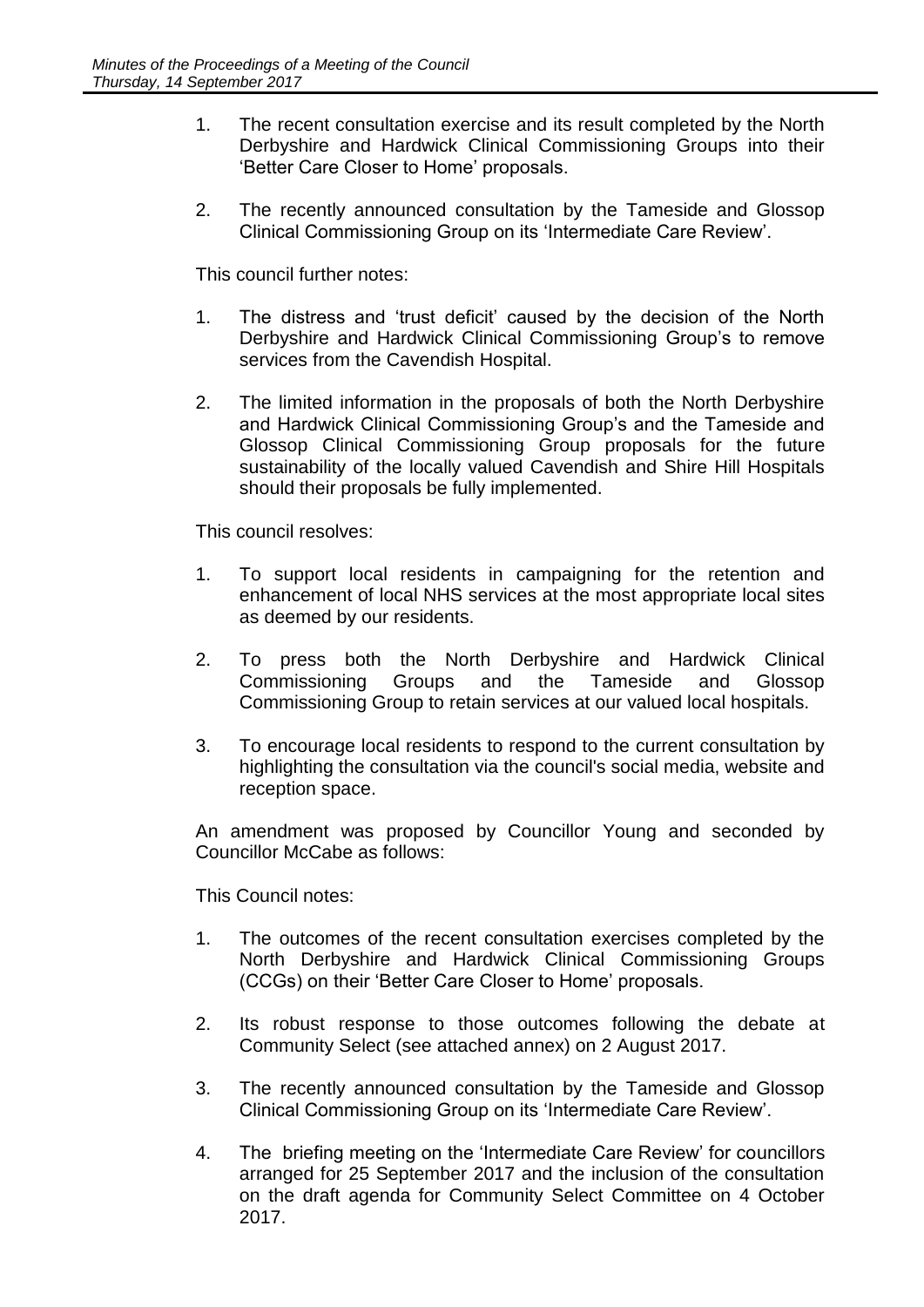1. The recent consultation exercise and its result completed by the North Derbyshire and Hardwick Clinical Commissioning Groups into their 'Better Care Closer to Home' proposals.

2. The recently announced consultation by the Tameside and Glossop Clinical Commissioning Group on its 'Intermediate Care Review'.

This council further notes:

1. The distress and 'trust deficit' caused by the decision of the North Derbyshire and Hardwick Clinical Commissioning Group's to remove services from the Cavendish Hospital.

2. The limited information in the proposals of both the North Derbyshire and Hardwick Clinical Commissioning Group's and the Tameside and Glossop Clinical Commissioning Group proposals for the future sustainability of the locally valued Cavendish and Shire Hill Hospitals should their proposals be fully implemented.

This council resolves:

1. To support local residents in campaigning for the retention and enhancement of local NHS services at the most appropriate local sites as deemed by our residents.

2. To press both the North Derbyshire and Hardwick Clinical Commissioning Groups and the Tameside and Glossop Commissioning Group to retain services at our valued local hospitals.

3. To encourage local residents to respond to the current consultation by highlighting the consultation via the council's social media, website and reception space.

An amendment was proposed by Councillor Young and seconded by Councillor McCabe as follows:

This Council notes:

1. The outcomes of the recent consultation exercises completed by the North Derbyshire and Hardwick Clinical Commissioning Groups (CCGs) on their 'Better Care Closer to Home' proposals.

2. Its robust response to those outcomes following the debate at Community Select (see attached annex) on 2 August 2017.

3. The recently announced consultation by the Tameside and Glossop Clinical Commissioning Group on its 'Intermediate Care Review'.

4. The briefing meeting on the 'Intermediate Care Review' for councillors arranged for 25 September 2017 and the inclusion of the consultation on the draft agenda for Community Select Committee on 4 October 2017.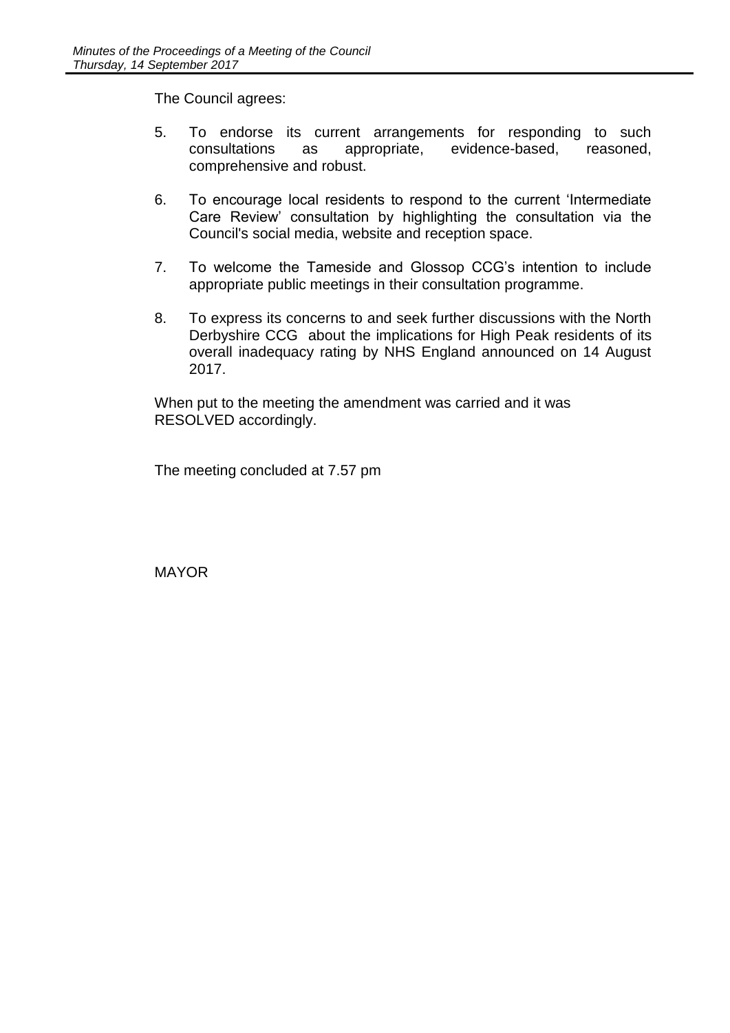The Council agrees:

5. To endorse its current arrangements for responding to such consultations as appropriate, evidence-based, reasoned, comprehensive and robust.

6. To encourage local residents to respond to the current 'Intermediate Care Review' consultation by highlighting the consultation via the Council's social media, website and reception space.

7. To welcome the Tameside and Glossop CCG's intention to include appropriate public meetings in their consultation programme.

8. To express its concerns to and seek further discussions with the North Derbyshire CCG about the implications for High Peak residents of its overall inadequacy rating by NHS England announced on 14 August 2017.

When put to the meeting the amendment was carried and it was RESOLVED accordingly.

The meeting concluded at 7.57 pm

MAYOR